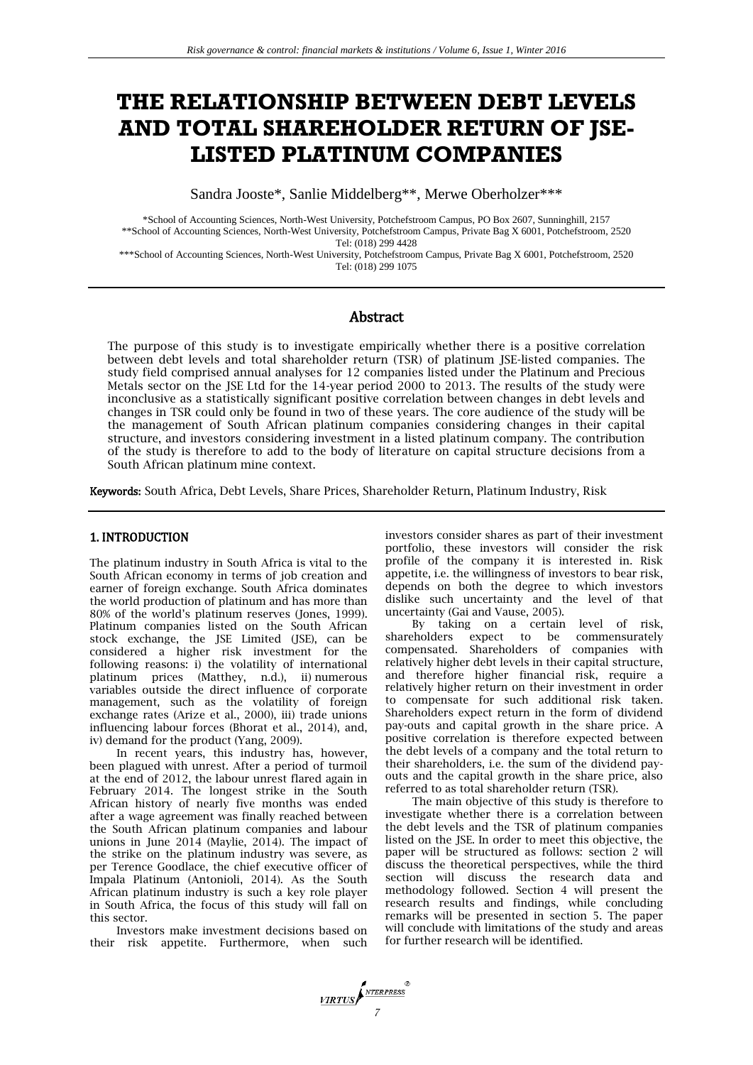# THE RELATIONSHIP BETWEEN DEBT LEVELS AND TOTAL SHAREHOLDER RETURN OF JSE-LISTED PLATINUM COMPANIES

Sandra Jooste*, Sanlie Middelberg**, Merwe Oberholzer***

*School of Accounting Sciences, North-West University, Potchefstroom Campus, PO Box 2607, Sunninghill, 2157
**School of Accounting Sciences, North-West University, Potchefstroom Campus, Private Bag X 6001, Potchefstroom, 2520
Tel: (018) 299 4428
***School of Accounting Sciences, North-West University, Potchefstroom Campus, Private Bag X 6001, Potchefstroom, 2520
Tel: (018) 299 1075

## Abstract

The purpose of this study is to investigate empirically whether there is a positive correlation between debt levels and total shareholder return (TSR) of platinum JSE-listed companies. The study field comprised annual analyses for 12 companies listed under the Platinum and Precious Metals sector on the JSE Ltd for the 14-year period 2000 to 2013. The results of the study were inconclusive as a statistically significant positive correlation between changes in debt levels and changes in TSR could only be found in two of these years. The core audience of the study will be the management of South African platinum companies considering changes in their capital structure, and investors considering investment in a listed platinum company. The contribution of the study is therefore to add to the body of literature on capital structure decisions from a South African platinum mine context.

**Keywords:** South Africa, Debt Levels, Share Prices, Shareholder Return, Platinum Industry, Risk

## 1. INTRODUCTION

The platinum industry in South Africa is vital to the South African economy in terms of job creation and earner of foreign exchange. South Africa dominates the world production of platinum and has more than 80% of the world's platinum reserves (Jones, 1999). Platinum companies listed on the South African stock exchange, the JSE Limited (JSE), can be considered a higher risk investment for the following reasons: i) the volatility of international platinum prices (Matthey, n.d.), ii) numerous variables outside the direct influence of corporate management, such as the volatility of foreign exchange rates (Arize et al., 2000), iii) trade unions influencing labour forces (Bhorat et al., 2014), and, iv) demand for the product (Yang, 2009).

In recent years, this industry has, however, been plagued with unrest. After a period of turmoil at the end of 2012, the labour unrest flared again in February 2014. The longest strike in the South African history of nearly five months was ended after a wage agreement was finally reached between the South African platinum companies and labour unions in June 2014 (Maylie, 2014). The impact of the strike on the platinum industry was severe, as per Terence Goodlace, the chief executive officer of Impala Platinum (Antonioli, 2014). As the South African platinum industry is such a key role player in South Africa, the focus of this study will fall on this sector.

Investors make investment decisions based on their risk appetite. Furthermore, when such investors consider shares as part of their investment portfolio, these investors will consider the risk profile of the company it is interested in. Risk appetite, i.e. the willingness of investors to bear risk, depends on both the degree to which investors dislike such uncertainty and the level of that uncertainty (Gai and Vause, 2005).

By taking on a certain level of risk, shareholders expect to be commensurately compensated. Shareholders of companies with relatively higher debt levels in their capital structure, and therefore higher financial risk, require a relatively higher return on their investment in order to compensate for such additional risk taken. Shareholders expect return in the form of dividend pay-outs and capital growth in the share price. A positive correlation is therefore expected between the debt levels of a company and the total return to their shareholders, i.e. the sum of the dividend pay-outs and the capital growth in the share price, also referred to as total shareholder return (TSR).

The main objective of this study is therefore to investigate whether there is a correlation between the debt levels and the TSR of platinum companies listed on the JSE. In order to meet this objective, the paper will be structured as follows: section 2 will discuss the theoretical perspectives, while the third section will discuss the research data and methodology followed. Section 4 will present the research results and findings, while concluding remarks will be presented in section 5. The paper will conclude with limitations of the study and areas for further research will be identified.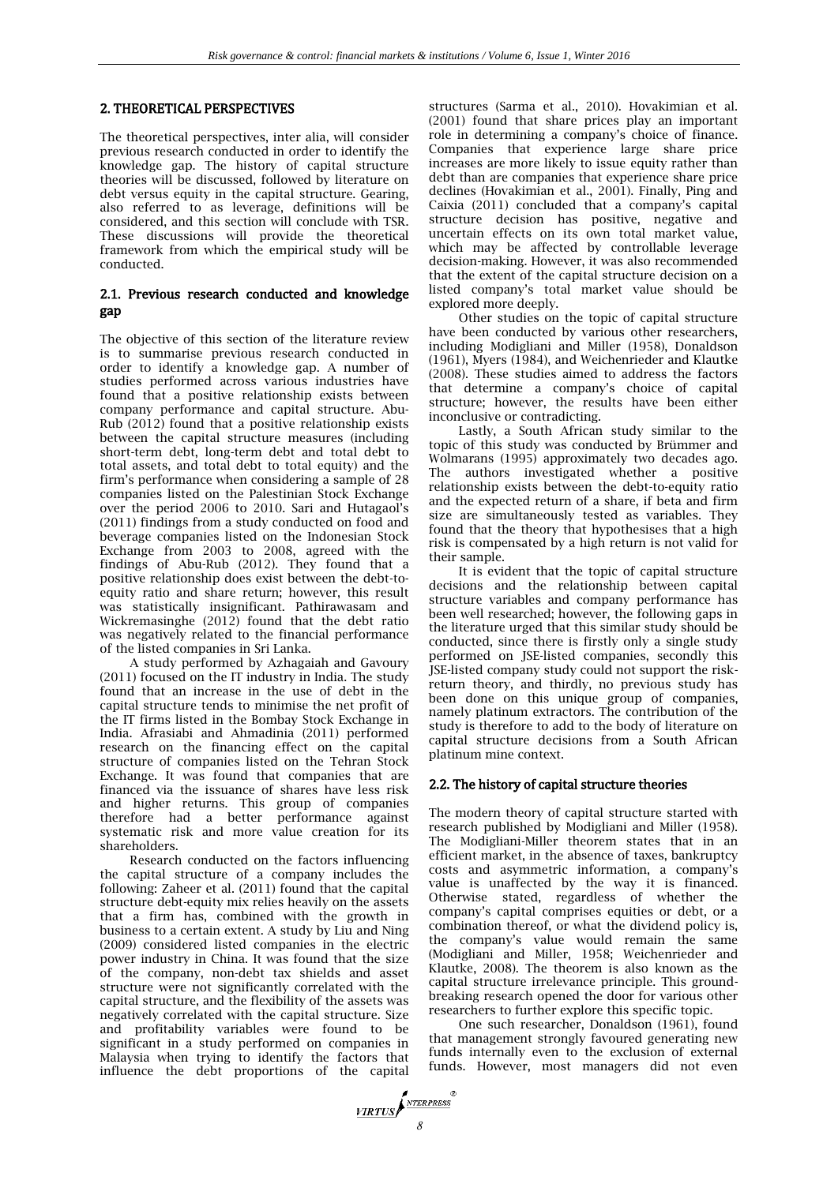## 2. THEORETICAL PERSPECTIVES

The theoretical perspectives, inter alia, will consider previous research conducted in order to identify the knowledge gap. The history of capital structure theories will be discussed, followed by literature on debt versus equity in the capital structure. Gearing, also referred to as leverage, definitions will be considered, and this section will conclude with TSR. These discussions will provide the theoretical framework from which the empirical study will be conducted.

### 2.1. Previous research conducted and knowledge gap

The objective of this section of the literature review is to summarise previous research conducted in order to identify a knowledge gap. A number of studies performed across various industries have found that a positive relationship exists between company performance and capital structure. Abu-Rub (2012) found that a positive relationship exists between the capital structure measures (including short-term debt, long-term debt and total debt to total assets, and total debt to total equity) and the firm's performance when considering a sample of 28 companies listed on the Palestinian Stock Exchange over the period 2006 to 2010. Sari and Hutagaol's (2011) findings from a study conducted on food and beverage companies listed on the Indonesian Stock Exchange from 2003 to 2008, agreed with the findings of Abu-Rub (2012). They found that a positive relationship does exist between the debt-to-equity ratio and share return; however, this result was statistically insignificant. Pathirawasam and Wickremasinghe (2012) found that the debt ratio was negatively related to the financial performance of the listed companies in Sri Lanka.

A study performed by Azhagaiah and Gavoury (2011) focused on the IT industry in India. The study found that an increase in the use of debt in the capital structure tends to minimise the net profit of the IT firms listed in the Bombay Stock Exchange in India. Afrasiabi and Ahmadinia (2011) performed research on the financing effect on the capital structure of companies listed on the Tehran Stock Exchange. It was found that companies that are financed via the issuance of shares have less risk and higher returns. This group of companies therefore had a better performance against systematic risk and more value creation for its shareholders.

Research conducted on the factors influencing the capital structure of a company includes the following: Zaheer et al. (2011) found that the capital structure debt-equity mix relies heavily on the assets that a firm has, combined with the growth in business to a certain extent. A study by Liu and Ning (2009) considered listed companies in the electric power industry in China. It was found that the size of the company, non-debt tax shields and asset structure were not significantly correlated with the capital structure, and the flexibility of the assets was negatively correlated with the capital structure. Size and profitability variables were found to be significant in a study performed on companies in Malaysia when trying to identify the factors that influence the debt proportions of the capital structures (Sarma et al., 2010). Hovakimian et al. (2001) found that share prices play an important role in determining a company's choice of finance. Companies that experience large share price increases are more likely to issue equity rather than debt than are companies that experience share price declines (Hovakimian et al., 2001). Finally, Ping and Caixia (2011) concluded that a company's capital structure decision has positive, negative and uncertain effects on its own total market value, which may be affected by controllable leverage decision-making. However, it was also recommended that the extent of the capital structure decision on a listed company's total market value should be explored more deeply.

Other studies on the topic of capital structure have been conducted by various other researchers, including Modigliani and Miller (1958), Donaldson (1961), Myers (1984), and Weichenrieder and Klautke (2008). These studies aimed to address the factors that determine a company's choice of capital structure; however, the results have been either inconclusive or contradicting.

Lastly, a South African study similar to the topic of this study was conducted by Brümmer and Wolmarans (1995) approximately two decades ago. The authors investigated whether a positive relationship exists between the debt-to-equity ratio and the expected return of a share, if beta and firm size are simultaneously tested as variables. They found that the theory that hypothesises that a high risk is compensated by a high return is not valid for their sample.

It is evident that the topic of capital structure decisions and the relationship between capital structure variables and company performance has been well researched; however, the following gaps in the literature urged that this similar study should be conducted, since there is firstly only a single study performed on JSE-listed companies, secondly this JSE-listed company study could not support the risk-return theory, and thirdly, no previous study has been done on this unique group of companies, namely platinum extractors. The contribution of the study is therefore to add to the body of literature on capital structure decisions from a South African platinum mine context.

### 2.2. The history of capital structure theories

The modern theory of capital structure started with research published by Modigliani and Miller (1958). The Modigliani-Miller theorem states that in an efficient market, in the absence of taxes, bankruptcy costs and asymmetric information, a company's value is unaffected by the way it is financed. Otherwise stated, regardless of whether the company's capital comprises equities or debt, or a combination thereof, or what the dividend policy is, the company's value would remain the same (Modigliani and Miller, 1958; Weichenrieder and Klautke, 2008). The theorem is also known as the capital structure irrelevance principle. This ground-breaking research opened the door for various other researchers to further explore this specific topic.

One such researcher, Donaldson (1961), found that management strongly favoured generating new funds internally even to the exclusion of external funds. However, most managers did not even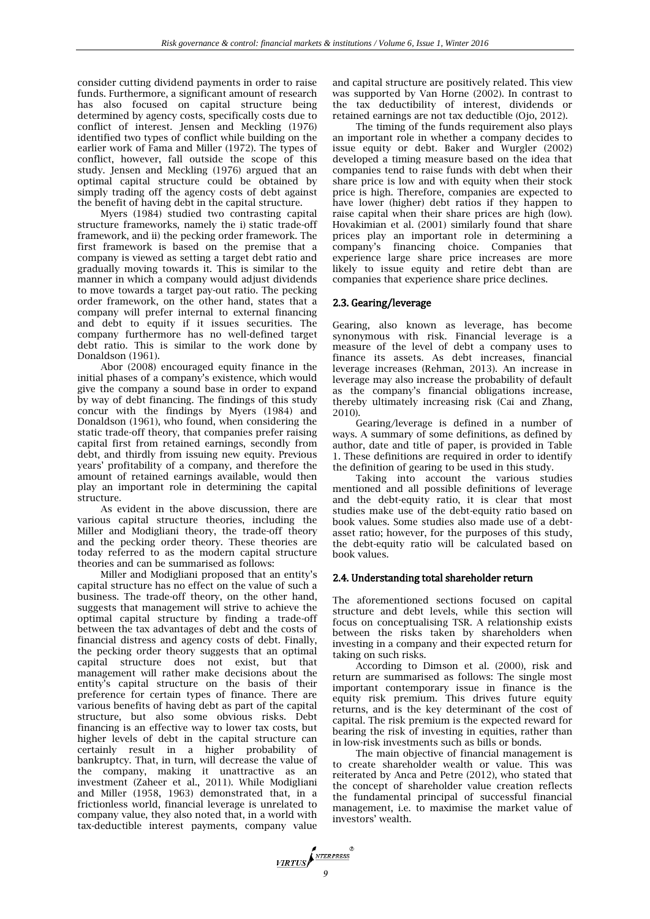consider cutting dividend payments in order to raise funds. Furthermore, a significant amount of research has also focused on capital structure being determined by agency costs, specifically costs due to conflict of interest. Jensen and Meckling (1976) identified two types of conflict while building on the earlier work of Fama and Miller (1972). The types of conflict, however, fall outside the scope of this study. Jensen and Meckling (1976) argued that an optimal capital structure could be obtained by simply trading off the agency costs of debt against the benefit of having debt in the capital structure.

Myers (1984) studied two contrasting capital structure frameworks, namely the i) static trade-off framework, and ii) the pecking order framework. The first framework is based on the premise that a company is viewed as setting a target debt ratio and gradually moving towards it. This is similar to the manner in which a company would adjust dividends to move towards a target pay-out ratio. The pecking order framework, on the other hand, states that a company will prefer internal to external financing and debt to equity if it issues securities. The company furthermore has no well-defined target debt ratio. This is similar to the work done by Donaldson (1961).

Abor (2008) encouraged equity finance in the initial phases of a company's existence, which would give the company a sound base in order to expand by way of debt financing. The findings of this study concur with the findings by Myers (1984) and Donaldson (1961), who found, when considering the static trade-off theory, that companies prefer raising capital first from retained earnings, secondly from debt, and thirdly from issuing new equity. Previous years' profitability of a company, and therefore the amount of retained earnings available, would then play an important role in determining the capital structure.

As evident in the above discussion, there are various capital structure theories, including the Miller and Modigliani theory, the trade-off theory and the pecking order theory. These theories are today referred to as the modern capital structure theories and can be summarised as follows:

Miller and Modigliani proposed that an entity's capital structure has no effect on the value of such a business. The trade-off theory, on the other hand, suggests that management will strive to achieve the optimal capital structure by finding a trade-off between the tax advantages of debt and the costs of financial distress and agency costs of debt. Finally, the pecking order theory suggests that an optimal capital structure does not exist, but that management will rather make decisions about the entity's capital structure on the basis of their preference for certain types of finance. There are various benefits of having debt as part of the capital structure, but also some obvious risks. Debt financing is an effective way to lower tax costs, but higher levels of debt in the capital structure can certainly result in a higher probability of bankruptcy. That, in turn, will decrease the value of the company, making it unattractive as an investment (Zaheer et al., 2011). While Modigliani and Miller (1958, 1963) demonstrated that, in a frictionless world, financial leverage is unrelated to company value, they also noted that, in a world with tax-deductible interest payments, company value and capital structure are positively related. This view was supported by Van Horne (2002). In contrast to the tax deductibility of interest, dividends or retained earnings are not tax deductible (Ojo, 2012).

The timing of the funds requirement also plays an important role in whether a company decides to issue equity or debt. Baker and Wurgler (2002) developed a timing measure based on the idea that companies tend to raise funds with debt when their share price is low and with equity when their stock price is high. Therefore, companies are expected to have lower (higher) debt ratios if they happen to raise capital when their share prices are high (low). Hovakimian et al. (2001) similarly found that share prices play an important role in determining a company's financing choice. Companies that experience large share price increases are more likely to issue equity and retire debt than are companies that experience share price declines.

### 2.3. Gearing/leverage

Gearing, also known as leverage, has become synonymous with risk. Financial leverage is a measure of the level of debt a company uses to finance its assets. As debt increases, financial leverage increases (Rehman, 2013). An increase in leverage may also increase the probability of default as the company's financial obligations increase, thereby ultimately increasing risk (Cai and Zhang, 2010).

Gearing/leverage is defined in a number of ways. A summary of some definitions, as defined by author, date and title of paper, is provided in Table 1. These definitions are required in order to identify the definition of gearing to be used in this study.

Taking into account the various studies mentioned and all possible definitions of leverage and the debt-equity ratio, it is clear that most studies make use of the debt-equity ratio based on book values. Some studies also made use of a debt-asset ratio; however, for the purposes of this study, the debt-equity ratio will be calculated based on book values.

### 2.4. Understanding total shareholder return

The aforementioned sections focused on capital structure and debt levels, while this section will focus on conceptualising TSR. A relationship exists between the risks taken by shareholders when investing in a company and their expected return for taking on such risks.

According to Dimson et al. (2000), risk and return are summarised as follows: The single most important contemporary issue in finance is the equity risk premium. This drives future equity returns, and is the key determinant of the cost of capital. The risk premium is the expected reward for bearing the risk of investing in equities, rather than in low-risk investments such as bills or bonds.

The main objective of financial management is to create shareholder wealth or value. This was reiterated by Anca and Petre (2012), who stated that the concept of shareholder value creation reflects the fundamental principal of successful financial management, i.e. to maximise the market value of investors' wealth.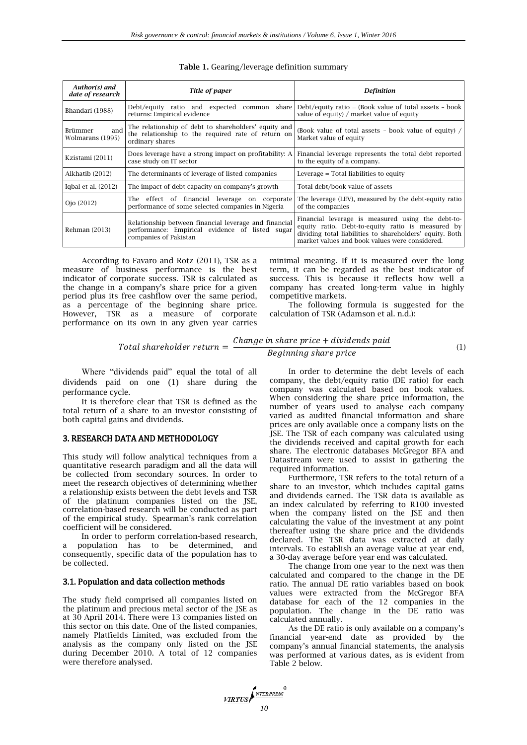**Table 1.** Gearing/leverage definition summary

| *Author(s) and date of research* | *Title of paper* | *Definition* |
|---|---|---|
| Bhandari (1988) | Debt/equity ratio and expected common share returns: Empirical evidence | Debt/equity ratio = (Book value of total assets – book value of equity) / market value of equity |
| Brümmer and Wolmarans (1995) | The relationship of debt to shareholders' equity and the relationship to the required rate of return on ordinary shares | (Book value of total assets – book value of equity) / Market value of equity |
| Kzistami (2011) | Does leverage have a strong impact on profitability: A case study on IT sector | Financial leverage represents the total debt reported to the equity of a company. |
| Alkhatib (2012) | The determinants of leverage of listed companies | Leverage = Total liabilities to equity |
| Iqbal et al. (2012) | The impact of debt capacity on company's growth | Total debt/book value of assets |
| Ojo (2012) | The effect of financial leverage on corporate performance of some selected companies in Nigeria | The leverage (LEV), measured by the debt-equity ratio of the companies |
| Rehman (2013) | Relationship between financial leverage and financial performance: Empirical evidence of listed sugar companies of Pakistan | Financial leverage is measured using the debt-to-equity ratio. Debt-to-equity ratio is measured by dividing total liabilities to shareholders' equity. Both market values and book values were considered. |

According to Favaro and Rotz (2011), TSR as a measure of business performance is the best indicator of corporate success. TSR is calculated as the change in a company's share price for a given period plus its free cashflow over the same period, as a percentage of the beginning share price. However, TSR as a measure of corporate performance on its own in any given year carries minimal meaning. If it is measured over the long term, it can be regarded as the best indicator of success. This is because it reflects how well a company has created long-term value in highly competitive markets.

The following formula is suggested for the calculation of TSR (Adamson et al. n.d.):

$$Total\ shareholder\ return = \frac{Change\ in\ share\ price + dividends\ paid}{Beginning\ share\ price} \tag{1}$$

Where "dividends paid" equal the total of all dividends paid on one (1) share during the performance cycle.

It is therefore clear that TSR is defined as the total return of a share to an investor consisting of both capital gains and dividends.

## 3. RESEARCH DATA AND METHODOLOGY

This study will follow analytical techniques from a quantitative research paradigm and all the data will be collected from secondary sources. In order to meet the research objectives of determining whether a relationship exists between the debt levels and TSR of the platinum companies listed on the JSE, correlation-based research will be conducted as part of the empirical study. Spearman's rank correlation coefficient will be considered.

In order to perform correlation-based research, a population has to be determined, and consequently, specific data of the population has to be collected.

### 3.1. Population and data collection methods

The study field comprised all companies listed on the platinum and precious metal sector of the JSE as at 30 April 2014. There were 13 companies listed on this sector on this date. One of the listed companies, namely Platfields Limited, was excluded from the analysis as the company only listed on the JSE during December 2010. A total of 12 companies were therefore analysed.

In order to determine the debt levels of each company, the debt/equity ratio (DE ratio) for each company was calculated based on book values. When considering the share price information, the number of years used to analyse each company varied as audited financial information and share prices are only available once a company lists on the JSE. The TSR of each company was calculated using the dividends received and capital growth for each share. The electronic databases McGregor BFA and Datastream were used to assist in gathering the required information.

Furthermore, TSR refers to the total return of a share to an investor, which includes capital gains and dividends earned. The TSR data is available as an index calculated by referring to R100 invested when the company listed on the JSE and then calculating the value of the investment at any point thereafter using the share price and the dividends declared. The TSR data was extracted at daily intervals. To establish an average value at year end, a 30-day average before year end was calculated.

The change from one year to the next was then calculated and compared to the change in the DE ratio. The annual DE ratio variables based on book values were extracted from the McGregor BFA database for each of the 12 companies in the population. The change in the DE ratio was calculated annually.

As the DE ratio is only available on a company's financial year-end date as provided by the company's annual financial statements, the analysis was performed at various dates, as is evident from Table 2 below.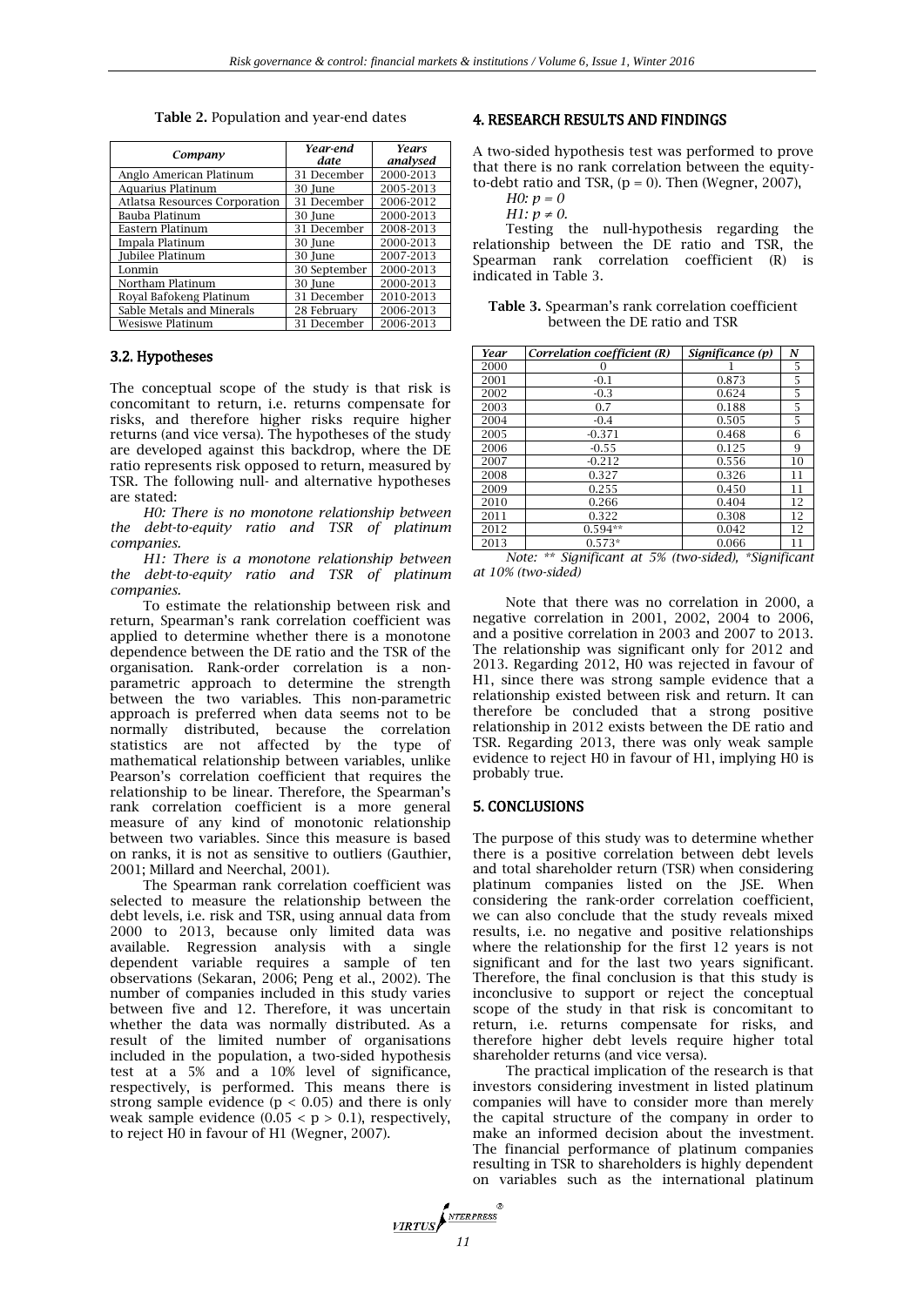**Table 2.** Population and year-end dates

| Company | Year-end date | Years analysed |
|---|---|---|
| Anglo American Platinum | 31 December | 2000-2013 |
| Aquarius Platinum | 30 June | 2005-2013 |
| Atlatsa Resources Corporation | 31 December | 2006-2012 |
| Bauba Platinum | 30 June | 2000-2013 |
| Eastern Platinum | 31 December | 2008-2013 |
| Impala Platinum | 30 June | 2000-2013 |
| Jubilee Platinum | 30 June | 2007-2013 |
| Lonmin | 30 September | 2000-2013 |
| Northam Platinum | 30 June | 2000-2013 |
| Royal Bafokeng Platinum | 31 December | 2010-2013 |
| Sable Metals and Minerals | 28 February | 2006-2013 |
| Wesiswe Platinum | 31 December | 2006-2013 |

### 3.2. Hypotheses

The conceptual scope of the study is that risk is concomitant to return, i.e. returns compensate for risks, and therefore higher risks require higher returns (and vice versa). The hypotheses of the study are developed against this backdrop, where the DE ratio represents risk opposed to return, measured by TSR. The following null- and alternative hypotheses are stated:

*H0: There is no monotone relationship between the debt-to-equity ratio and TSR of platinum companies.*

*H1: There is a monotone relationship between the debt-to-equity ratio and TSR of platinum companies.*

To estimate the relationship between risk and return, Spearman's rank correlation coefficient was applied to determine whether there is a monotone dependence between the DE ratio and the TSR of the organisation. Rank-order correlation is a non-parametric approach to determine the strength between the two variables. This non-parametric approach is preferred when data seems not to be normally distributed, because the correlation statistics are not affected by the type of mathematical relationship between variables, unlike Pearson's correlation coefficient that requires the relationship to be linear. Therefore, the Spearman's rank correlation coefficient is a more general measure of any kind of monotonic relationship between two variables. Since this measure is based on ranks, it is not as sensitive to outliers (Gauthier, 2001; Millard and Neerchal, 2001).

The Spearman rank correlation coefficient was selected to measure the relationship between the debt levels, i.e. risk and TSR, using annual data from 2000 to 2013, because only limited data was available. Regression analysis with a single dependent variable requires a sample of ten observations (Sekaran, 2006; Peng et al., 2002). The number of companies included in this study varies between five and 12. Therefore, it was uncertain whether the data was normally distributed. As a result of the limited number of organisations included in the population, a two-sided hypothesis test at a 5% and a 10% level of significance, respectively, is performed. This means there is strong sample evidence ($p < 0.05$) and there is only weak sample evidence ($0.05 < p > 0.1$), respectively, to reject H0 in favour of H1 (Wegner, 2007).

## 4. RESEARCH RESULTS AND FINDINGS

A two-sided hypothesis test was performed to prove that there is no rank correlation between the equity-to-debt ratio and TSR, ($p = 0$). Then (Wegner, 2007),

*H0: $p = 0$*

*H1: $p \neq 0$.*

Testing the null-hypothesis regarding the relationship between the DE ratio and TSR, the Spearman rank correlation coefficient (R) is indicated in Table 3.

**Table 3.** Spearman's rank correlation coefficient between the DE ratio and TSR

| Year | Correlation coefficient (R) | Significance (p) | N |
|---|---|---|---|
| 2000 | 0 | 1 | 5 |
| 2001 | -0.1 | 0.873 | 5 |
| 2002 | -0.3 | 0.624 | 5 |
| 2003 | 0.7 | 0.188 | 5 |
| 2004 | -0.4 | 0.505 | 5 |
| 2005 | -0.371 | 0.468 | 6 |
| 2006 | -0.55 | 0.125 | 9 |
| 2007 | -0.212 | 0.556 | 10 |
| 2008 | 0.327 | 0.326 | 11 |
| 2009 | 0.255 | 0.450 | 11 |
| 2010 | 0.266 | 0.404 | 12 |
| 2011 | 0.322 | 0.308 | 12 |
| 2012 | 0.594** | 0.042 | 12 |
| 2013 | 0.573* | 0.066 | 11 |

*Note: ** Significant at 5% (two-sided), *Significant at 10% (two-sided)*

Note that there was no correlation in 2000, a negative correlation in 2001, 2002, 2004 to 2006, and a positive correlation in 2003 and 2007 to 2013. The relationship was significant only for 2012 and 2013. Regarding 2012, H0 was rejected in favour of H1, since there was strong sample evidence that a relationship existed between risk and return. It can therefore be concluded that a strong positive relationship in 2012 exists between the DE ratio and TSR. Regarding 2013, there was only weak sample evidence to reject H0 in favour of H1, implying H0 is probably true.

## 5. CONCLUSIONS

The purpose of this study was to determine whether there is a positive correlation between debt levels and total shareholder return (TSR) when considering platinum companies listed on the JSE. When considering the rank-order correlation coefficient, we can also conclude that the study reveals mixed results, i.e. no negative and positive relationships where the relationship for the first 12 years is not significant and for the last two years significant. Therefore, the final conclusion is that this study is inconclusive to support or reject the conceptual scope of the study in that risk is concomitant to return, i.e. returns compensate for risks, and therefore higher debt levels require higher total shareholder returns (and vice versa).

The practical implication of the research is that investors considering investment in listed platinum companies will have to consider more than merely the capital structure of the company in order to make an informed decision about the investment. The financial performance of platinum companies resulting in TSR to shareholders is highly dependent on variables such as the international platinum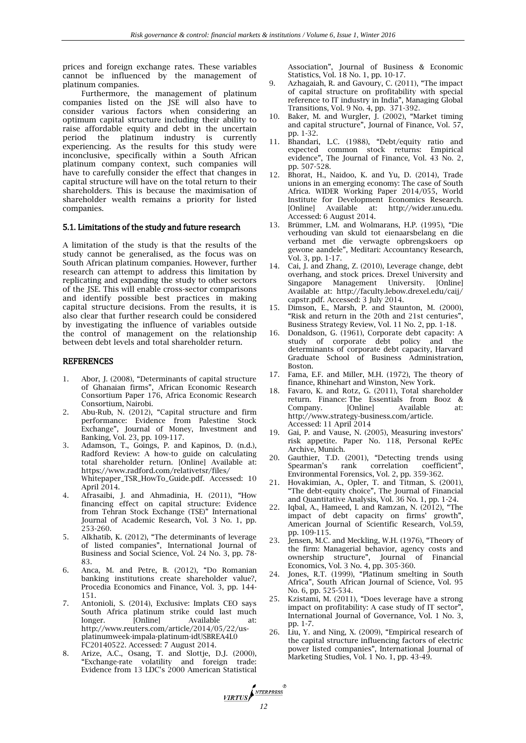prices and foreign exchange rates. These variables cannot be influenced by the management of platinum companies.

Furthermore, the management of platinum companies listed on the JSE will also have to consider various factors when considering an optimum capital structure including their ability to raise affordable equity and debt in the uncertain period the platinum industry is currently experiencing. As the results for this study were inconclusive, specifically within a South African platinum company context, such companies will have to carefully consider the effect that changes in capital structure will have on the total return to their shareholders. This is because the maximisation of shareholder wealth remains a priority for listed companies.

### 5.1. Limitations of the study and future research

A limitation of the study is that the results of the study cannot be generalised, as the focus was on South African platinum companies. However, further research can attempt to address this limitation by replicating and expanding the study to other sectors of the JSE. This will enable cross-sector comparisons and identify possible best practices in making capital structure decisions. From the results, it is also clear that further research could be considered by investigating the influence of variables outside the control of management on the relationship between debt levels and total shareholder return.

## REFERENCES

1. Abor, J. (2008), "Determinants of capital structure of Ghanaian firms", African Economic Research Consortium Paper 176, Africa Economic Research Consortium, Nairobi.
2. Abu-Rub, N. (2012), "Capital structure and firm performance: Evidence from Palestine Stock Exchange", Journal of Money, Investment and Banking, Vol. 23, pp. 109-117.
3. Adamson, T., Goings, P. and Kapinos, D. (n.d.), Radford Review: A how-to guide on calculating total shareholder return. [Online] Available at: https://www.radford.com/relativetsr/files/Whitepaper_TSR_HowTo_Guide.pdf. Accessed: 10 April 2014.
4. Afrasaibi, J. and Ahmadinia, H. (2011), "How financing effect on capital structure: Evidence from Tehran Stock Exchange (TSE)" International Journal of Academic Research, Vol. 3 No. 1, pp. 253-260.
5. Alkhatib, K. (2012), "The determinants of leverage of listed companies", International Journal of Business and Social Science, Vol. 24 No. 3, pp. 78-83.
6. Anca, M. and Petre, B. (2012), "Do Romanian banking institutions create shareholder value?, Procedia Economics and Finance, Vol. 3, pp. 144-151.
7. Antonioli, S. (2014), Exclusive: Implats CEO says South Africa platinum strike could last much longer. [Online] Available at: http://www.reuters.com/article/2014/05/22/us-platinumweek-impala-platinum-idUSBREA4L0FC20140522. Accessed: 7 August 2014.
8. Arize, A.C., Osang, T. and Slottje, D.J. (2000), "Exchange-rate volatility and foreign trade: Evidence from 13 LDC's 2000 American Statistical Association", Journal of Business & Economic Statistics, Vol. 18 No. 1, pp. 10-17.
9. Azhagaiah, R. and Gavoury, C. (2011), "The impact of capital structure on profitability with special reference to IT industry in India", Managing Global Transitions, Vol. 9 No. 4, pp. 371-392.
10. Baker, M. and Wurgler, J. (2002), "Market timing and capital structure", Journal of Finance, Vol. 57, pp. 1-32.
11. Bhandari, L.C. (1988), "Debt/equity ratio and expected common stock returns: Empirical evidence", The Journal of Finance, Vol. 43 No. 2, pp. 507-528.
12. Bhorat, H., Naidoo, K. and Yu, D. (2014), Trade unions in an emerging economy: The case of South Africa. WIDER Working Paper 2014/055, World Institute for Development Economics Research. [Online] Available at: http://wider.unu.edu. Accessed: 6 August 2014.
13. Brümmer, L.M. and Wolmarans, H.P. (1995), "Die verhouding van skuld tot eienaarsbelang en die verband met die verwagte opbrengskoers op gewone aandele", Meditari: Accountancy Research, Vol. 3, pp. 1-17.
14. Cai, J. and Zhang, Z. (2010), Leverage change, debt overhang, and stock prices. Drexel University and Singapore Management University. [Online] Available at: http://faculty.lebow.drexel.edu/caij/capstr.pdf. Accessed: 3 July 2014.
15. Dimson, E., Marsh, P. and Staunton, M. (2000), "Risk and return in the 20th and 21st centuries", Business Strategy Review, Vol. 11 No. 2, pp. 1-18.
16. Donaldson, G. (1961), Corporate debt capacity: A study of corporate debt policy and the determinants of corporate debt capacity, Harvard Graduate School of Business Administration, Boston.
17. Fama, E.F. and Miller, M.H. (1972), The theory of finance, Rhinehart and Winston, New York.
18. Favaro, K. and Rotz, G. (2011), Total shareholder return. Finance: The Essentials from Booz & Company. [Online] Available at: http://www.strategy-business.com/article. Accessed: 11 April 2014
19. Gai, P. and Vause, N. (2005), Measuring investors' risk appetite. Paper No. 118, Personal RePEc Archive, Munich.
20. Gauthier, T.D. (2001), "Detecting trends using Spearman's rank correlation coefficient", Environmental Forensics, Vol. 2, pp. 359-362.
21. Hovakimian, A., Opler, T. and Titman, S. (2001), "The debt-equity choice", The Journal of Financial and Quantitative Analysis, Vol. 36 No. 1, pp. 1-24.
22. Iqbal, A., Hameed, I. and Ramzan, N. (2012), "The impact of debt capacity on firms' growth", American Journal of Scientific Research, Vol.59, pp. 109-115.
23. Jensen, M.C. and Meckling, W.H. (1976), "Theory of the firm: Managerial behavior, agency costs and ownership structure", Journal of Financial Economics, Vol. 3 No. 4, pp. 305-360.
24. Jones, R.T. (1999), "Platinum smelting in South Africa", South African Journal of Science, Vol. 95 No. 6, pp. 525-534.
25. Kzistami, M. (2011), "Does leverage have a strong impact on profitability: A case study of IT sector", International Journal of Governance, Vol. 1 No. 3, pp. 1-7.
26. Liu, Y. and Ning, X. (2009), "Empirical research of the capital structure influencing factors of electric power listed companies", International Journal of Marketing Studies, Vol. 1 No. 1, pp. 43-49.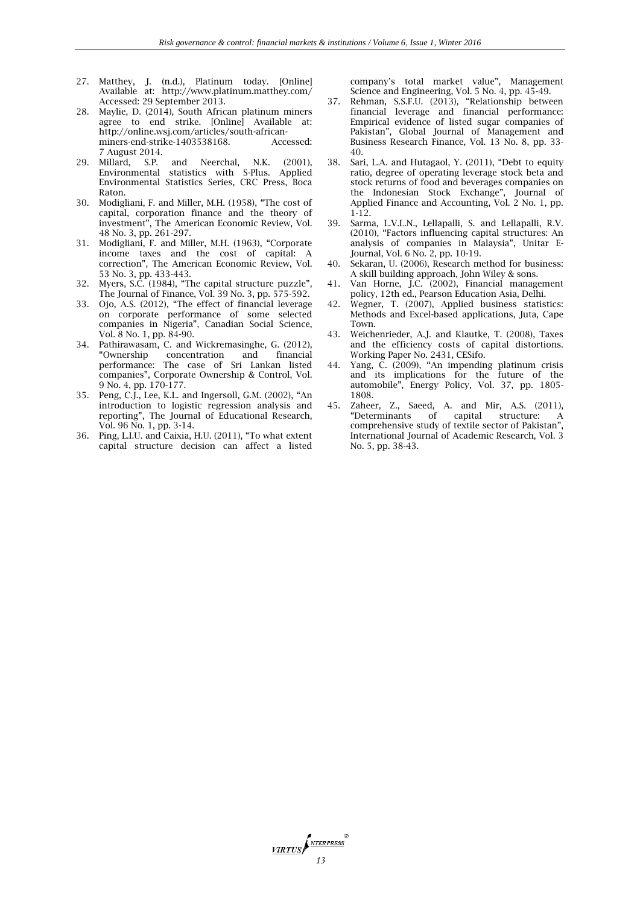27. Matthey, J. (n.d.), Platinum today. [Online] Available at: http://www.platinum.matthey.com/ Accessed: 29 September 2013.
28. Maylie, D. (2014), South African platinum miners agree to end strike. [Online] Available at: http://online.wsj.com/articles/south-african-miners-end-strike-1403538168. Accessed: 7 August 2014.
29. Millard, S.P. and Neerchal, N.K. (2001), Environmental statistics with S-Plus. Applied Environmental Statistics Series, CRC Press, Boca Raton.
30. Modigliani, F. and Miller, M.H. (1958), "The cost of capital, corporation finance and the theory of investment", The American Economic Review, Vol. 48 No. 3, pp. 261-297.
31. Modigliani, F. and Miller, M.H. (1963), "Corporate income taxes and the cost of capital: A correction", The American Economic Review, Vol. 53 No. 3, pp. 433-443.
32. Myers, S.C. (1984), "The capital structure puzzle", The Journal of Finance, Vol. 39 No. 3, pp. 575-592.
33. Ojo, A.S. (2012), "The effect of financial leverage on corporate performance of some selected companies in Nigeria", Canadian Social Science, Vol. 8 No. 1, pp. 84-90.
34. Pathirawasam, C. and Wickremasinghe, G. (2012), "Ownership concentration and financial performance: The case of Sri Lankan listed companies", Corporate Ownership & Control, Vol. 9 No. 4, pp. 170-177.
35. Peng, C.J., Lee, K.L. and Ingersoll, G.M. (2002), "An introduction to logistic regression analysis and reporting", The Journal of Educational Research, Vol. 96 No. 1, pp. 3-14.
36. Ping, L.I.U. and Caixia, H.U. (2011), "To what extent capital structure decision can affect a listed company's total market value", Management Science and Engineering, Vol. 5 No. 4, pp. 45-49.
37. Rehman, S.S.F.U. (2013), "Relationship between financial leverage and financial performance: Empirical evidence of listed sugar companies of Pakistan", Global Journal of Management and Business Research Finance, Vol. 13 No. 8, pp. 33-40.
38. Sari, L.A. and Hutagaol, Y. (2011), "Debt to equity ratio, degree of operating leverage stock beta and stock returns of food and beverages companies on the Indonesian Stock Exchange", Journal of Applied Finance and Accounting, Vol. 2 No. 1, pp. 1-12.
39. Sarma, L.V.L.N., Lellapalli, S. and Lellapalli, R.V. (2010), "Factors influencing capital structures: An analysis of companies in Malaysia", Unitar E-Journal, Vol. 6 No. 2, pp. 10-19.
40. Sekaran, U. (2006), Research method for business: A skill building approach, John Wiley & sons.
41. Van Horne, J.C. (2002), Financial management policy, 12th ed., Pearson Education Asia, Delhi.
42. Wegner, T. (2007), Applied business statistics: Methods and Excel-based applications, Juta, Cape Town.
43. Weichenrieder, A.J. and Klautke, T. (2008), Taxes and the efficiency costs of capital distortions. Working Paper No. 2431, CESifo.
44. Yang, C. (2009), "An impending platinum crisis and its implications for the future of the automobile", Energy Policy, Vol. 37, pp. 1805-1808.
45. Zaheer, Z., Saeed, A. and Mir, A.S. (2011), "Determinants of capital structure: A comprehensive study of textile sector of Pakistan", International Journal of Academic Research, Vol. 3 No. 5, pp. 38-43.